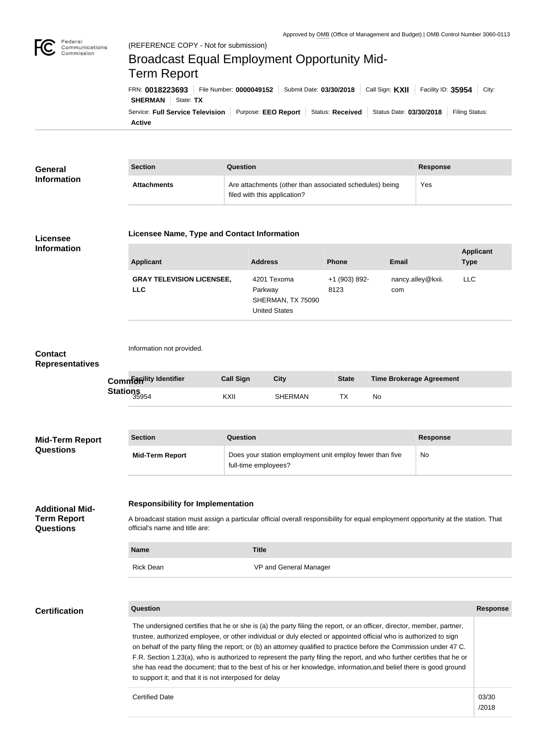Approved by OMB (Office of Management and Budget) | OMB Control Number 3060-0113

Federal Communications Commission

(REFERENCE COPY - Not for submission)

# Broadcast Equal Employment Opportunity Mid-Term Report

FRN: **0018223693** | File Number: **0000049152** | Submit Date: **03/30/2018** | Call Sign: **KXII** | Facility ID: **35954** | City: **SHERMAN** | State: **TX**

Service: **Full Service Television** | Purpose: **EEO Report** | Status: **Received** | Status Date: **03/30/2018** | Filing Status: **Active**

## General Information

| Section | Question | Response |
| --- | --- | --- |
| **Attachments** | Are attachments (other than associated schedules) being filed with this application? | Yes |

## Licensee Information

### Licensee Name, Type and Contact Information

| Applicant | Address | Phone | Email | Applicant Type |
| --- | --- | --- | --- | --- |
| **GRAY TELEVISION LICENSEE, LLC** | 4201 Texoma Parkway SHERMAN, TX 75090 United States | +1 (903) 892-8123 | nancy.alley@kxii.com | LLC |

## Contact Representatives

Information not provided.

## Common Stations

| Facility Identifier | Call Sign | City | State | Time Brokerage Agreement |
| --- | --- | --- | --- | --- |
| 35954 | KXII | SHERMAN | TX | No |

## Mid-Term Report Questions

| Section | Question | Response |
| --- | --- | --- |
| **Mid-Term Report** | Does your station employment unit employ fewer than five full-time employees? | No |

## Additional Mid-Term Report Questions

### Responsibility for Implementation

A broadcast station must assign a particular official overall responsibility for equal employment opportunity at the station. That official's name and title are:

| Name | Title |
| --- | --- |
| Rick Dean | VP and General Manager |

## Certification

| Question | Response |
| --- | --- |
| The undersigned certifies that he or she is (a) the party filing the report, or an officer, director, member, partner, trustee, authorized employee, or other individual or duly elected or appointed official who is authorized to sign on behalf of the party filing the report; or (b) an attorney qualified to practice before the Commission under 47 C.F.R. Section 1.23(a), who is authorized to represent the party filing the report, and who further certifies that he or she has read the document; that to the best of his or her knowledge, information,and belief there is good ground to support it; and that it is not interposed for delay | |
| Certified Date | 03/30/2018 |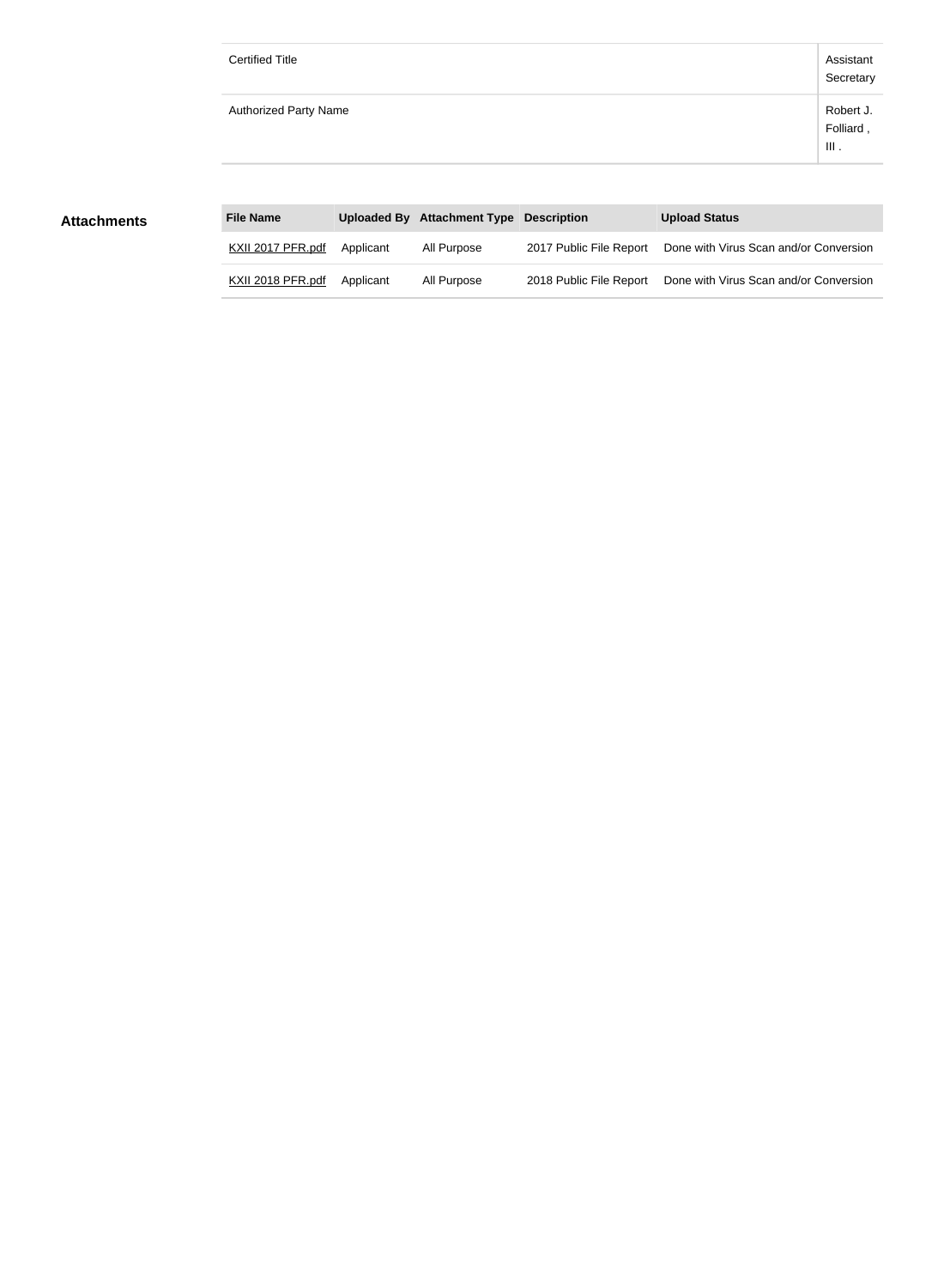| | |
|---|---|
| Certified Title | Assistant Secretary |
| Authorized Party Name | Robert J. Folliard , III . |

## Attachments

| File Name | Uploaded By | Attachment Type | Description | Upload Status |
|---|---|---|---|---|
| KXII 2017 PFR.pdf | Applicant | All Purpose | 2017 Public File Report | Done with Virus Scan and/or Conversion |
| KXII 2018 PFR.pdf | Applicant | All Purpose | 2018 Public File Report | Done with Virus Scan and/or Conversion |